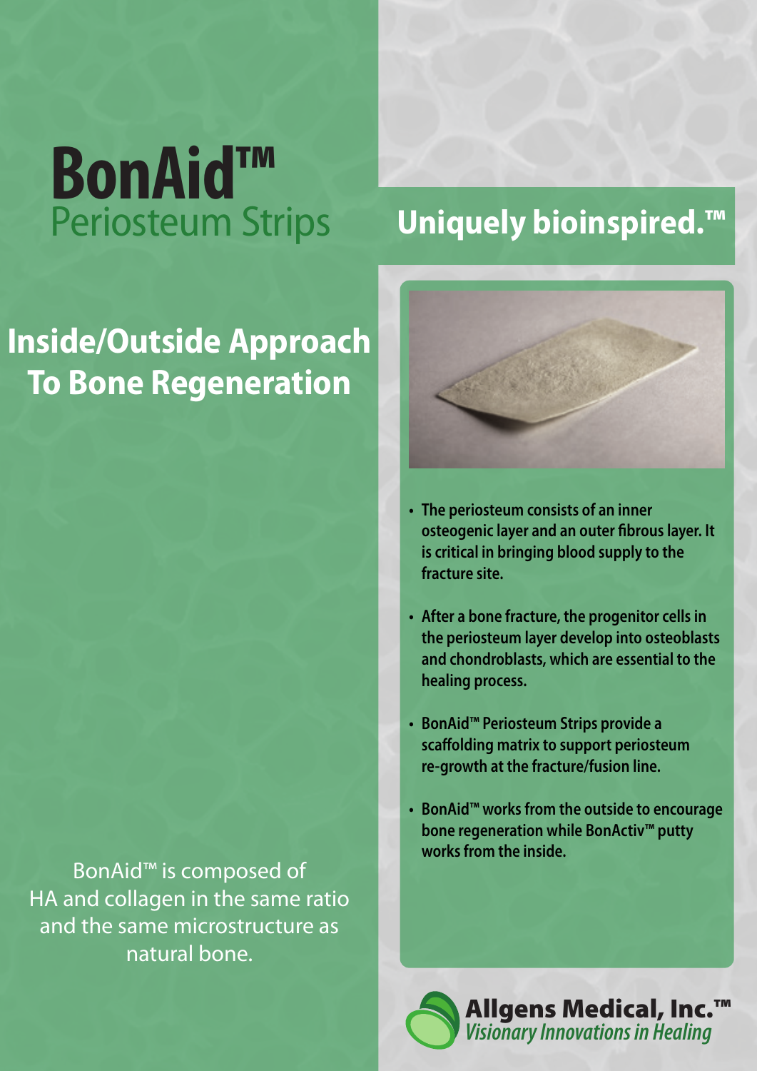# BonAid™
## Periosteum Strips

## Uniquely bioinspired.™

## Inside/Outside Approach To Bone Regeneration

- **The periosteum consists of an inner osteogenic layer and an outer fibrous layer. It is critical in bringing blood supply to the fracture site.**
- **After a bone fracture, the progenitor cells in the periosteum layer develop into osteoblasts and chondroblasts, which are essential to the healing process.**
- **BonAid™ Periosteum Strips provide a scaffolding matrix to support periosteum re-growth at the fracture/fusion line.**
- **BonAid™ works from the outside to encourage bone regeneration while BonActiv™ putty works from the inside.**

BonAid™ is composed of HA and collagen in the same ratio and the same microstructure as natural bone.

**Allgens Medical, Inc.™**
*Visionary Innovations in Healing*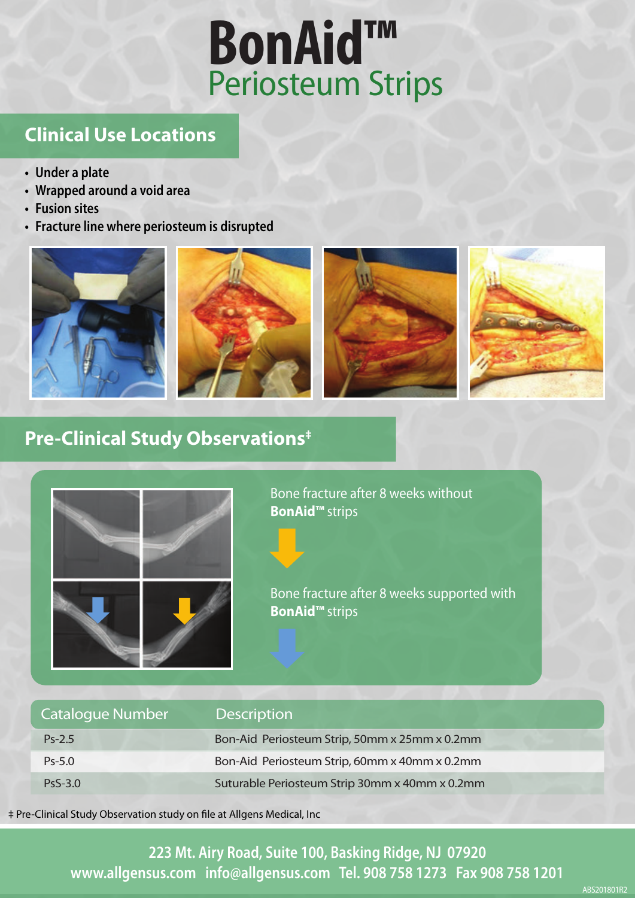# BonAid™

## Periosteum Strips

## Clinical Use Locations

- **Under a plate**
- **Wrapped around a void area**
- **Fusion sites**
- **Fracture line where periosteum is disrupted**

## Pre-Clinical Study Observations‡

Bone fracture after 8 weeks without **BonAid™** strips

Bone fracture after 8 weeks supported with **BonAid™** strips

| Catalogue Number | Description |
|---|---|
| Ps-2.5 | Bon-Aid Periosteum Strip, 50mm x 25mm x 0.2mm |
| Ps-5.0 | Bon-Aid Periosteum Strip, 60mm x 40mm x 0.2mm |
| PsS-3.0 | Suturable Periosteum Strip 30mm x 40mm x 0.2mm |

‡ Pre-Clinical Study Observation study on file at Allgens Medical, Inc

223 Mt. Airy Road, Suite 100, Basking Ridge, NJ 07920
www.allgensus.com info@allgensus.com Tel. 908 758 1273 Fax 908 758 1201

ABS201801R2